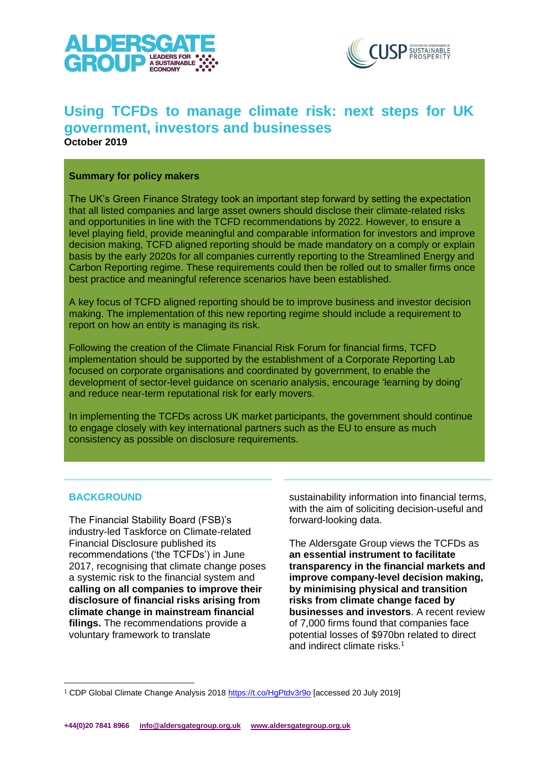# Using TCFDs to manage climate risk: next steps for UK government, investors and businesses

**October 2019**

**Summary for policy makers**

The UK's Green Finance Strategy took an important step forward by setting the expectation that all listed companies and large asset owners should disclose their climate-related risks and opportunities in line with the TCFD recommendations by 2022. However, to ensure a level playing field, provide meaningful and comparable information for investors and improve decision making, TCFD aligned reporting should be made mandatory on a comply or explain basis by the early 2020s for all companies currently reporting to the Streamlined Energy and Carbon Reporting regime. These requirements could then be rolled out to smaller firms once best practice and meaningful reference scenarios have been established.

A key focus of TCFD aligned reporting should be to improve business and investor decision making. The implementation of this new reporting regime should include a requirement to report on how an entity is managing its risk.

Following the creation of the Climate Financial Risk Forum for financial firms, TCFD implementation should be supported by the establishment of a Corporate Reporting Lab focused on corporate organisations and coordinated by government, to enable the development of sector-level guidance on scenario analysis, encourage 'learning by doing' and reduce near-term reputational risk for early movers.

In implementing the TCFDs across UK market participants, the government should continue to engage closely with key international partners such as the EU to ensure as much consistency as possible on disclosure requirements.

## BACKGROUND

The Financial Stability Board (FSB)'s industry-led Taskforce on Climate-related Financial Disclosure published its recommendations ('the TCFDs') in June 2017, recognising that climate change poses a systemic risk to the financial system and **calling on all companies to improve their disclosure of financial risks arising from climate change in mainstream financial filings.** The recommendations provide a voluntary framework to translate sustainability information into financial terms, with the aim of soliciting decision-useful and forward-looking data.

The Aldersgate Group views the TCFDs as **an essential instrument to facilitate transparency in the financial markets and improve company-level decision making, by minimising physical and transition risks from climate change faced by businesses and investors**. A recent review of 7,000 firms found that companies face potential losses of $970bn related to direct and indirect climate risks.[1]

---

[1] CDP Global Climate Change Analysis 2018 https://t.co/HgPtdv3r9o [accessed 20 July 2019]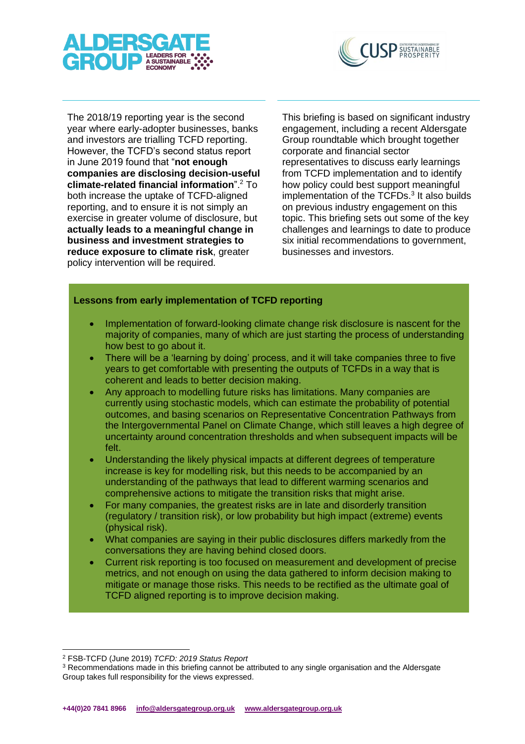The 2018/19 reporting year is the second year where early-adopter businesses, banks and investors are trialling TCFD reporting. However, the TCFD's second status report in June 2019 found that "**not enough companies are disclosing decision-useful climate-related financial information**".[2] To both increase the uptake of TCFD-aligned reporting, and to ensure it is not simply an exercise in greater volume of disclosure, but **actually leads to a meaningful change in business and investment strategies to reduce exposure to climate risk**, greater policy intervention will be required.

This briefing is based on significant industry engagement, including a recent Aldersgate Group roundtable which brought together corporate and financial sector representatives to discuss early learnings from TCFD implementation and to identify how policy could best support meaningful implementation of the TCFDs.[3] It also builds on previous industry engagement on this topic. This briefing sets out some of the key challenges and learnings to date to produce six initial recommendations to government, businesses and investors.

**Lessons from early implementation of TCFD reporting**

- Implementation of forward-looking climate change risk disclosure is nascent for the majority of companies, many of which are just starting the process of understanding how best to go about it.
- There will be a 'learning by doing' process, and it will take companies three to five years to get comfortable with presenting the outputs of TCFDs in a way that is coherent and leads to better decision making.
- Any approach to modelling future risks has limitations. Many companies are currently using stochastic models, which can estimate the probability of potential outcomes, and basing scenarios on Representative Concentration Pathways from the Intergovernmental Panel on Climate Change, which still leaves a high degree of uncertainty around concentration thresholds and when subsequent impacts will be felt.
- Understanding the likely physical impacts at different degrees of temperature increase is key for modelling risk, but this needs to be accompanied by an understanding of the pathways that lead to different warming scenarios and comprehensive actions to mitigate the transition risks that might arise.
- For many companies, the greatest risks are in late and disorderly transition (regulatory / transition risk), or low probability but high impact (extreme) events (physical risk).
- What companies are saying in their public disclosures differs markedly from the conversations they are having behind closed doors.
- Current risk reporting is too focused on measurement and development of precise metrics, and not enough on using the data gathered to inform decision making to mitigate or manage those risks. This needs to be rectified as the ultimate goal of TCFD aligned reporting is to improve decision making.

---

[2] FSB-TCFD (June 2019) *TCFD: 2019 Status Report*

[3] Recommendations made in this briefing cannot be attributed to any single organisation and the Aldersgate Group takes full responsibility for the views expressed.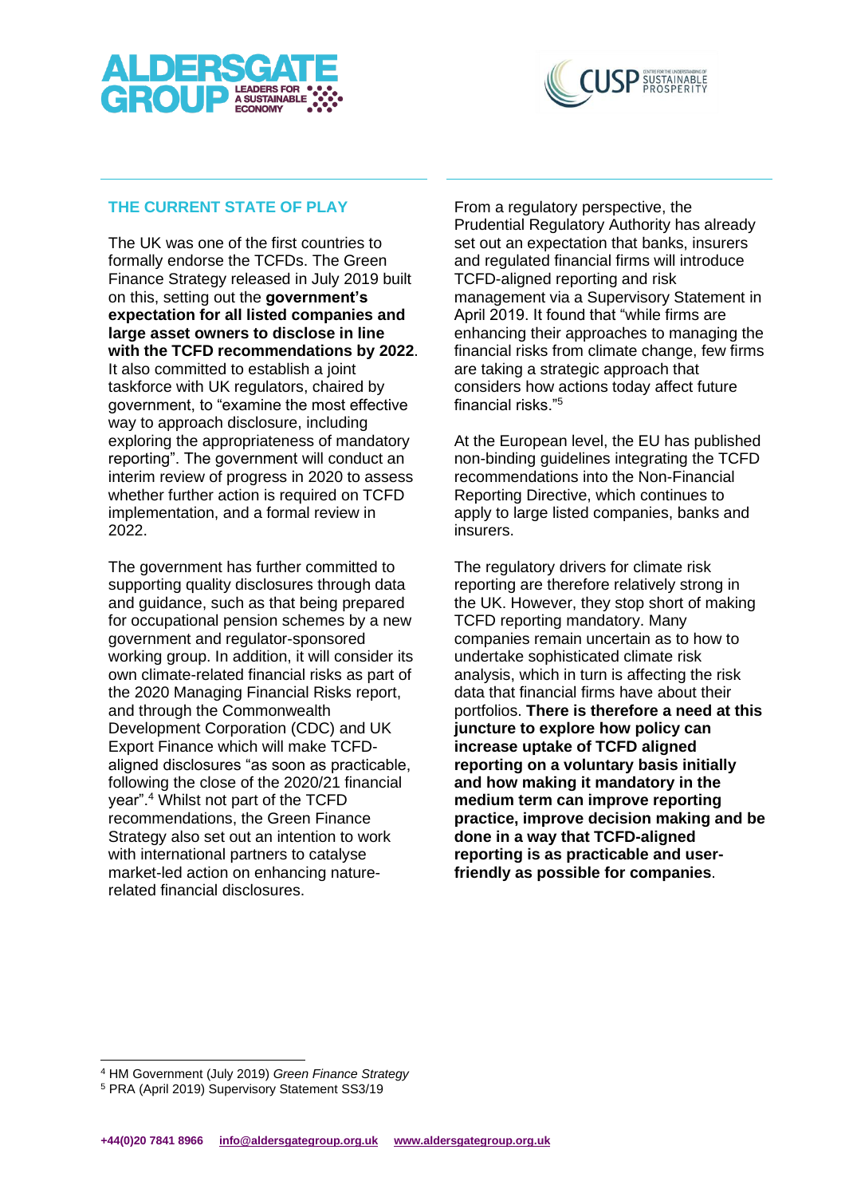## THE CURRENT STATE OF PLAY

The UK was one of the first countries to formally endorse the TCFDs. The Green Finance Strategy released in July 2019 built on this, setting out the **government's expectation for all listed companies and large asset owners to disclose in line with the TCFD recommendations by 2022**. It also committed to establish a joint taskforce with UK regulators, chaired by government, to "examine the most effective way to approach disclosure, including exploring the appropriateness of mandatory reporting". The government will conduct an interim review of progress in 2020 to assess whether further action is required on TCFD implementation, and a formal review in 2022.

The government has further committed to supporting quality disclosures through data and guidance, such as that being prepared for occupational pension schemes by a new government and regulator-sponsored working group. In addition, it will consider its own climate-related financial risks as part of the 2020 Managing Financial Risks report, and through the Commonwealth Development Corporation (CDC) and UK Export Finance which will make TCFD-aligned disclosures "as soon as practicable, following the close of the 2020/21 financial year".[4] Whilst not part of the TCFD recommendations, the Green Finance Strategy also set out an intention to work with international partners to catalyse market-led action on enhancing nature-related financial disclosures.

From a regulatory perspective, the Prudential Regulatory Authority has already set out an expectation that banks, insurers and regulated financial firms will introduce TCFD-aligned reporting and risk management via a Supervisory Statement in April 2019. It found that "while firms are enhancing their approaches to managing the financial risks from climate change, few firms are taking a strategic approach that considers how actions today affect future financial risks."[5]

At the European level, the EU has published non-binding guidelines integrating the TCFD recommendations into the Non-Financial Reporting Directive, which continues to apply to large listed companies, banks and insurers.

The regulatory drivers for climate risk reporting are therefore relatively strong in the UK. However, they stop short of making TCFD reporting mandatory. Many companies remain uncertain as to how to undertake sophisticated climate risk analysis, which in turn is affecting the risk data that financial firms have about their portfolios. **There is therefore a need at this juncture to explore how policy can increase uptake of TCFD aligned reporting on a voluntary basis initially and how making it mandatory in the medium term can improve reporting practice, improve decision making and be done in a way that TCFD-aligned reporting is as practicable and user-friendly as possible for companies**.

---

[4] HM Government (July 2019) *Green Finance Strategy*

[5] PRA (April 2019) Supervisory Statement SS3/19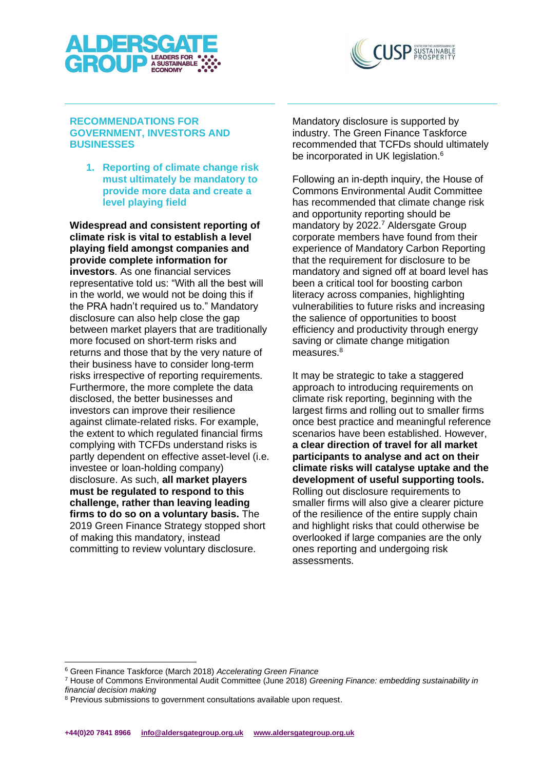## RECOMMENDATIONS FOR GOVERNMENT, INVESTORS AND BUSINESSES

### 1. Reporting of climate change risk must ultimately be mandatory to provide more data and create a level playing field

**Widespread and consistent reporting of climate risk is vital to establish a level playing field amongst companies and provide complete information for investors**. As one financial services representative told us: "With all the best will in the world, we would not be doing this if the PRA hadn't required us to." Mandatory disclosure can also help close the gap between market players that are traditionally more focused on short-term risks and returns and those that by the very nature of their business have to consider long-term risks irrespective of reporting requirements. Furthermore, the more complete the data disclosed, the better businesses and investors can improve their resilience against climate-related risks. For example, the extent to which regulated financial firms complying with TCFDs understand risks is partly dependent on effective asset-level (i.e. investee or loan-holding company) disclosure. As such, **all market players must be regulated to respond to this challenge, rather than leaving leading firms to do so on a voluntary basis.** The 2019 Green Finance Strategy stopped short of making this mandatory, instead committing to review voluntary disclosure.

Mandatory disclosure is supported by industry. The Green Finance Taskforce recommended that TCFDs should ultimately be incorporated in UK legislation.[6]

Following an in-depth inquiry, the House of Commons Environmental Audit Committee has recommended that climate change risk and opportunity reporting should be mandatory by 2022.[7] Aldersgate Group corporate members have found from their experience of Mandatory Carbon Reporting that the requirement for disclosure to be mandatory and signed off at board level has been a critical tool for boosting carbon literacy across companies, highlighting vulnerabilities to future risks and increasing the salience of opportunities to boost efficiency and productivity through energy saving or climate change mitigation measures.[8]

It may be strategic to take a staggered approach to introducing requirements on climate risk reporting, beginning with the largest firms and rolling out to smaller firms once best practice and meaningful reference scenarios have been established. However, **a clear direction of travel for all market participants to analyse and act on their climate risks will catalyse uptake and the development of useful supporting tools.** Rolling out disclosure requirements to smaller firms will also give a clearer picture of the resilience of the entire supply chain and highlight risks that could otherwise be overlooked if large companies are the only ones reporting and undergoing risk assessments.

---

[6] Green Finance Taskforce (March 2018) *Accelerating Green Finance*

[7] House of Commons Environmental Audit Committee (June 2018) *Greening Finance: embedding sustainability in financial decision making*

[8] Previous submissions to government consultations available upon request.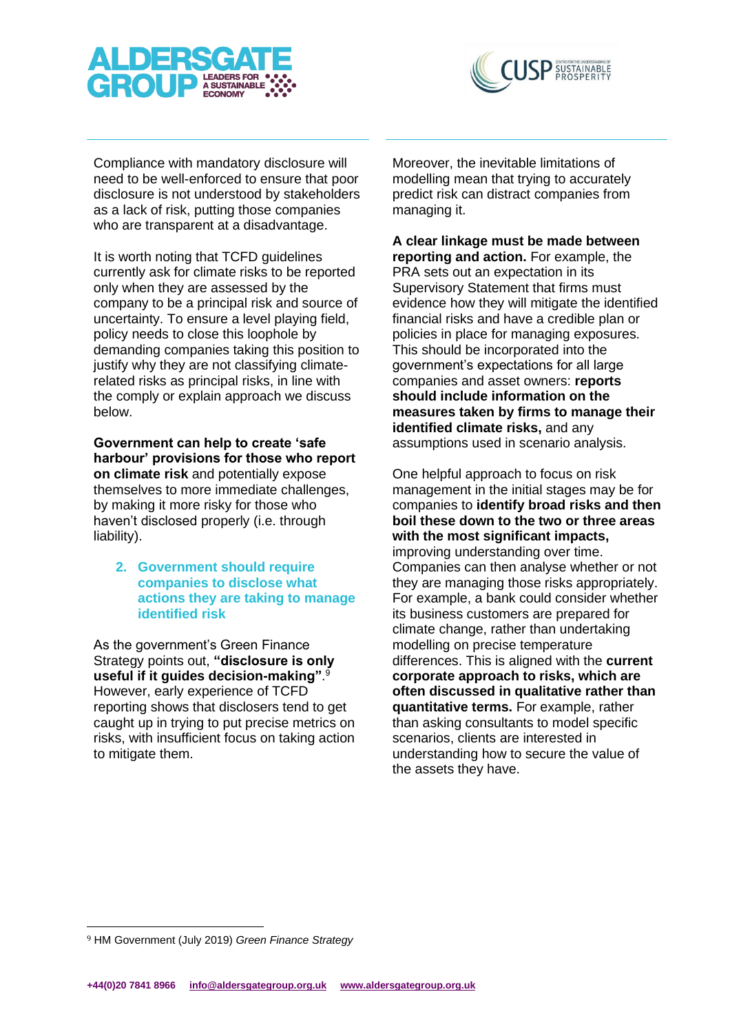Compliance with mandatory disclosure will need to be well-enforced to ensure that poor disclosure is not understood by stakeholders as a lack of risk, putting those companies who are transparent at a disadvantage.

It is worth noting that TCFD guidelines currently ask for climate risks to be reported only when they are assessed by the company to be a principal risk and source of uncertainty. To ensure a level playing field, policy needs to close this loophole by demanding companies taking this position to justify why they are not classifying climate-related risks as principal risks, in line with the comply or explain approach we discuss below.

**Government can help to create 'safe harbour' provisions for those who report on climate risk** and potentially expose themselves to more immediate challenges, by making it more risky for those who haven't disclosed properly (i.e. through liability).

## 2. Government should require companies to disclose what actions they are taking to manage identified risk

As the government's Green Finance Strategy points out, **"disclosure is only useful if it guides decision-making"**.[9] However, early experience of TCFD reporting shows that disclosers tend to get caught up in trying to put precise metrics on risks, with insufficient focus on taking action to mitigate them.

Moreover, the inevitable limitations of modelling mean that trying to accurately predict risk can distract companies from managing it.

**A clear linkage must be made between reporting and action.** For example, the PRA sets out an expectation in its Supervisory Statement that firms must evidence how they will mitigate the identified financial risks and have a credible plan or policies in place for managing exposures. This should be incorporated into the government's expectations for all large companies and asset owners: **reports should include information on the measures taken by firms to manage their identified climate risks,** and any assumptions used in scenario analysis.

One helpful approach to focus on risk management in the initial stages may be for companies to **identify broad risks and then boil these down to the two or three areas with the most significant impacts,** improving understanding over time. Companies can then analyse whether or not they are managing those risks appropriately. For example, a bank could consider whether its business customers are prepared for climate change, rather than undertaking modelling on precise temperature differences. This is aligned with the **current corporate approach to risks, which are often discussed in qualitative rather than quantitative terms.** For example, rather than asking consultants to model specific scenarios, clients are interested in understanding how to secure the value of the assets they have.

[9] HM Government (July 2019) *Green Finance Strategy*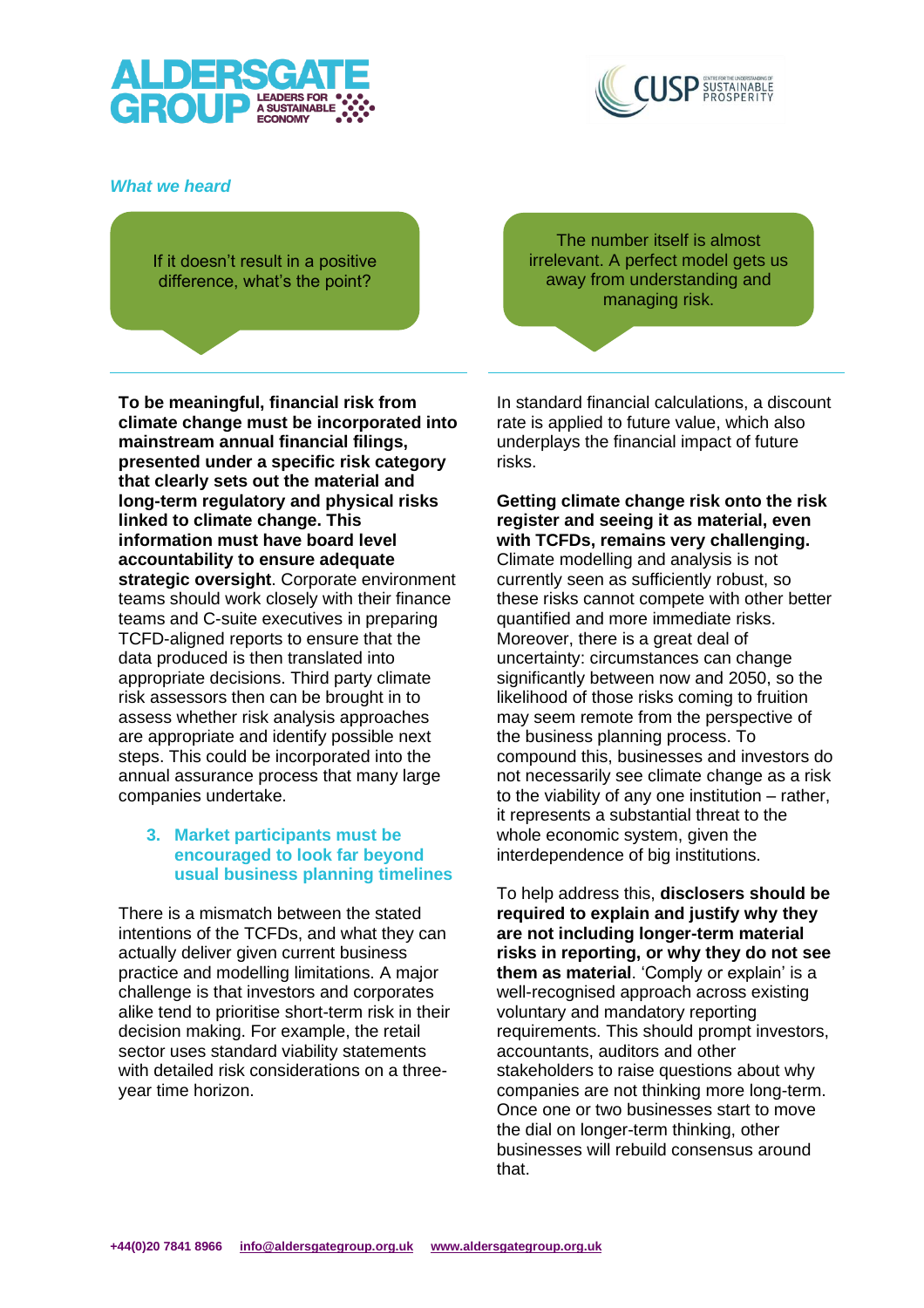*What we heard*

> If it doesn't result in a positive difference, what's the point?

> The number itself is almost irrelevant. A perfect model gets us away from understanding and managing risk.

**To be meaningful, financial risk from climate change must be incorporated into mainstream annual financial filings, presented under a specific risk category that clearly sets out the material and long-term regulatory and physical risks linked to climate change. This information must have board level accountability to ensure adequate strategic oversight**. Corporate environment teams should work closely with their finance teams and C-suite executives in preparing TCFD-aligned reports to ensure that the data produced is then translated into appropriate decisions. Third party climate risk assessors then can be brought in to assess whether risk analysis approaches are appropriate and identify possible next steps. This could be incorporated into the annual assurance process that many large companies undertake.

### 3. Market participants must be encouraged to look far beyond usual business planning timelines

There is a mismatch between the stated intentions of the TCFDs, and what they can actually deliver given current business practice and modelling limitations. A major challenge is that investors and corporates alike tend to prioritise short-term risk in their decision making. For example, the retail sector uses standard viability statements with detailed risk considerations on a three-year time horizon.

In standard financial calculations, a discount rate is applied to future value, which also underplays the financial impact of future risks.

**Getting climate change risk onto the risk register and seeing it as material, even with TCFDs, remains very challenging.** Climate modelling and analysis is not currently seen as sufficiently robust, so these risks cannot compete with other better quantified and more immediate risks. Moreover, there is a great deal of uncertainty: circumstances can change significantly between now and 2050, so the likelihood of those risks coming to fruition may seem remote from the perspective of the business planning process. To compound this, businesses and investors do not necessarily see climate change as a risk to the viability of any one institution – rather, it represents a substantial threat to the whole economic system, given the interdependence of big institutions.

To help address this, **disclosers should be required to explain and justify why they are not including longer-term material risks in reporting, or why they do not see them as material**. 'Comply or explain' is a well-recognised approach across existing voluntary and mandatory reporting requirements. This should prompt investors, accountants, auditors and other stakeholders to raise questions about why companies are not thinking more long-term. Once one or two businesses start to move the dial on longer-term thinking, other businesses will rebuild consensus around that.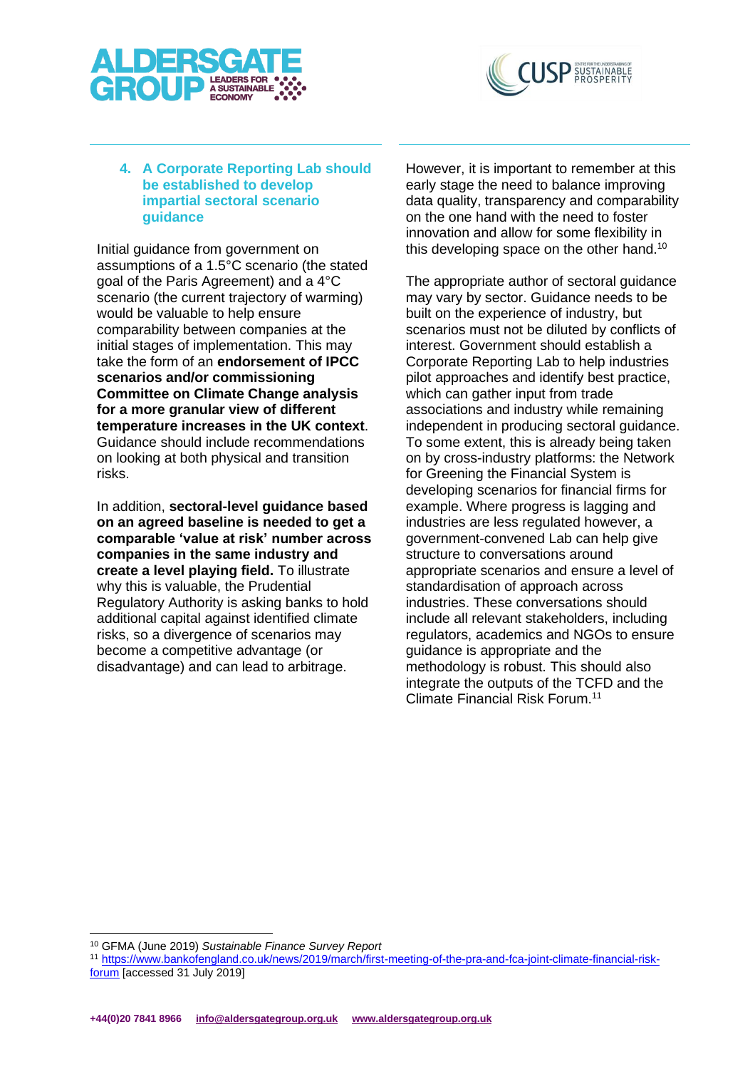### 4. A Corporate Reporting Lab should be established to develop impartial sectoral scenario guidance

Initial guidance from government on assumptions of a 1.5°C scenario (the stated goal of the Paris Agreement) and a 4°C scenario (the current trajectory of warming) would be valuable to help ensure comparability between companies at the initial stages of implementation. This may take the form of an **endorsement of IPCC scenarios and/or commissioning Committee on Climate Change analysis for a more granular view of different temperature increases in the UK context**. Guidance should include recommendations on looking at both physical and transition risks.

In addition, **sectoral-level guidance based on an agreed baseline is needed to get a comparable 'value at risk' number across companies in the same industry and create a level playing field.** To illustrate why this is valuable, the Prudential Regulatory Authority is asking banks to hold additional capital against identified climate risks, so a divergence of scenarios may become a competitive advantage (or disadvantage) and can lead to arbitrage.

However, it is important to remember at this early stage the need to balance improving data quality, transparency and comparability on the one hand with the need to foster innovation and allow for some flexibility in this developing space on the other hand.[10]

The appropriate author of sectoral guidance may vary by sector. Guidance needs to be built on the experience of industry, but scenarios must not be diluted by conflicts of interest. Government should establish a Corporate Reporting Lab to help industries pilot approaches and identify best practice, which can gather input from trade associations and industry while remaining independent in producing sectoral guidance. To some extent, this is already being taken on by cross-industry platforms: the Network for Greening the Financial System is developing scenarios for financial firms for example. Where progress is lagging and industries are less regulated however, a government-convened Lab can help give structure to conversations around appropriate scenarios and ensure a level of standardisation of approach across industries. These conversations should include all relevant stakeholders, including regulators, academics and NGOs to ensure guidance is appropriate and the methodology is robust. This should also integrate the outputs of the TCFD and the Climate Financial Risk Forum.[11]

---

[10] GFMA (June 2019) *Sustainable Finance Survey Report*

[11] https://www.bankofengland.co.uk/news/2019/march/first-meeting-of-the-pra-and-fca-joint-climate-financial-risk-forum [accessed 31 July 2019]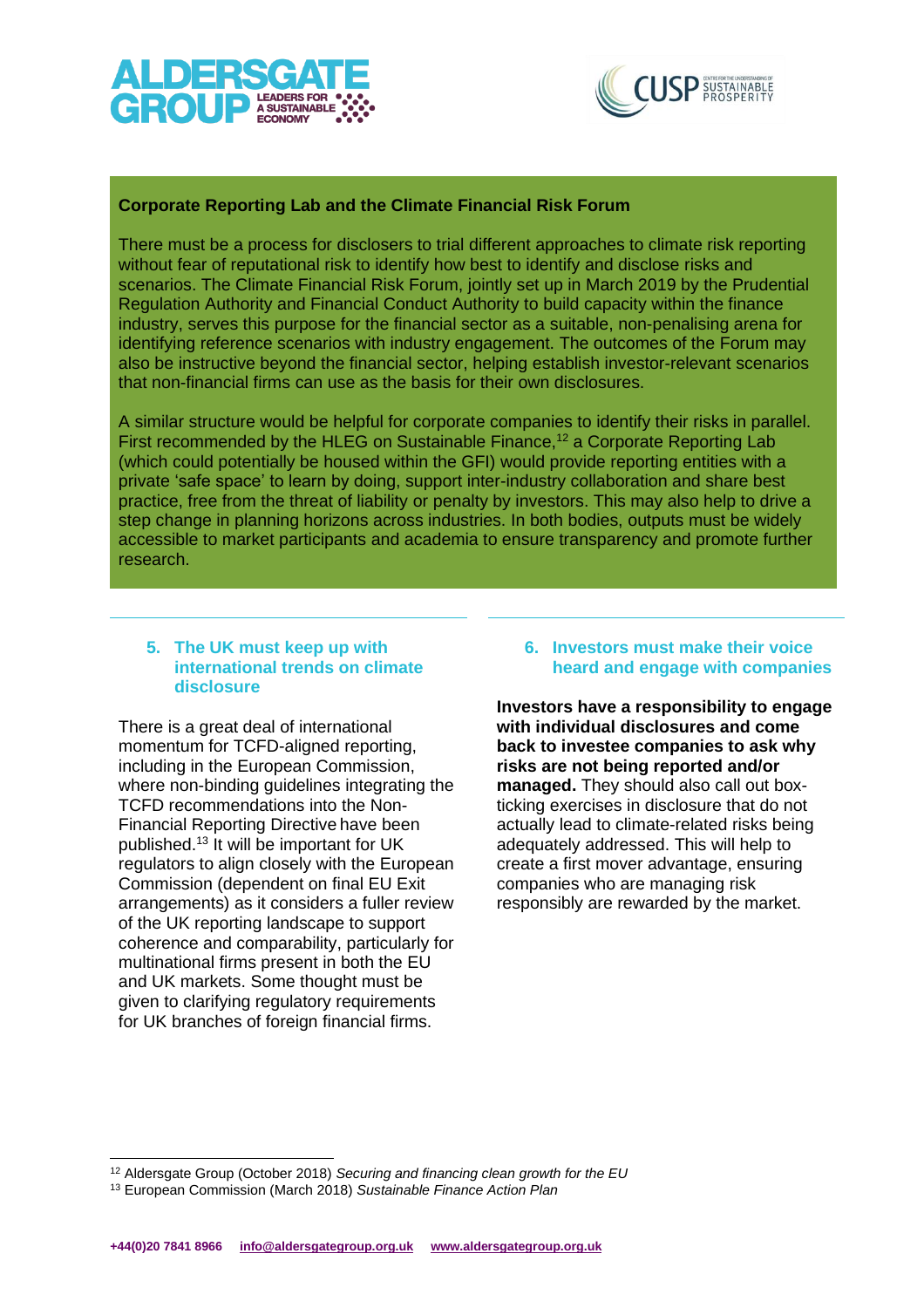**Corporate Reporting Lab and the Climate Financial Risk Forum**

There must be a process for disclosers to trial different approaches to climate risk reporting without fear of reputational risk to identify how best to identify and disclose risks and scenarios. The Climate Financial Risk Forum, jointly set up in March 2019 by the Prudential Regulation Authority and Financial Conduct Authority to build capacity within the finance industry, serves this purpose for the financial sector as a suitable, non-penalising arena for identifying reference scenarios with industry engagement. The outcomes of the Forum may also be instructive beyond the financial sector, helping establish investor-relevant scenarios that non-financial firms can use as the basis for their own disclosures.

A similar structure would be helpful for corporate companies to identify their risks in parallel. First recommended by the HLEG on Sustainable Finance,[12] a Corporate Reporting Lab (which could potentially be housed within the GFI) would provide reporting entities with a private 'safe space' to learn by doing, support inter-industry collaboration and share best practice, free from the threat of liability or penalty by investors. This may also help to drive a step change in planning horizons across industries. In both bodies, outputs must be widely accessible to market participants and academia to ensure transparency and promote further research.

### 5. The UK must keep up with international trends on climate disclosure

There is a great deal of international momentum for TCFD-aligned reporting, including in the European Commission, where non-binding guidelines integrating the TCFD recommendations into the Non-Financial Reporting Directive have been published.[13] It will be important for UK regulators to align closely with the European Commission (dependent on final EU Exit arrangements) as it considers a fuller review of the UK reporting landscape to support coherence and comparability, particularly for multinational firms present in both the EU and UK markets. Some thought must be given to clarifying regulatory requirements for UK branches of foreign financial firms.

### 6. Investors must make their voice heard and engage with companies

**Investors have a responsibility to engage with individual disclosures and come back to investee companies to ask why risks are not being reported and/or managed.** They should also call out box-ticking exercises in disclosure that do not actually lead to climate-related risks being adequately addressed. This will help to create a first mover advantage, ensuring companies who are managing risk responsibly are rewarded by the market.

---

[12] Aldersgate Group (October 2018) *Securing and financing clean growth for the EU*

[13] European Commission (March 2018) *Sustainable Finance Action Plan*